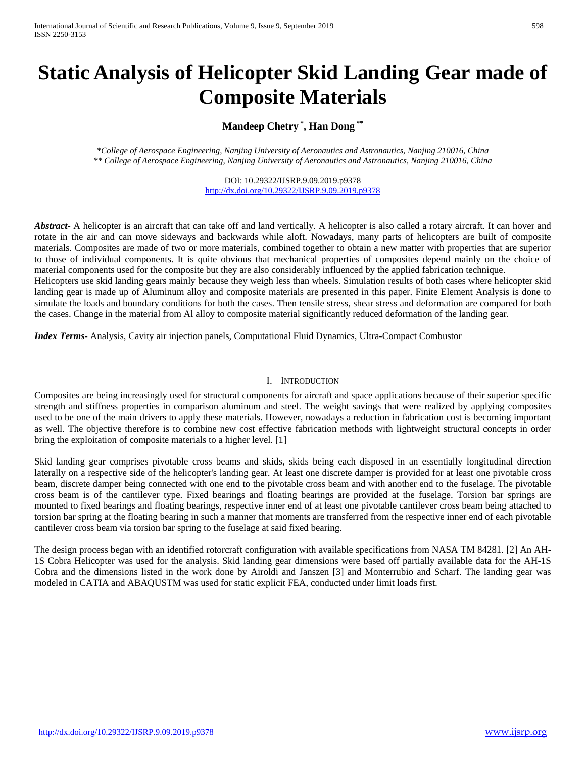# Static Analysis of Helicopter Skid Landing Gear made of Composite Materials

**Mandeep Chetry [*], Han Dong [**]**

*College of Aerospace Engineering, Nanjing University of Aeronautics and Astronautics, Nanjing 210016, China*
*** College of Aerospace Engineering, Nanjing University of Aeronautics and Astronautics, Nanjing 210016, China*

DOI: 10.29322/IJSRP.9.09.2019.p9378
http://dx.doi.org/10.29322/IJSRP.9.09.2019.p9378

***Abstract***- A helicopter is an aircraft that can take off and land vertically. A helicopter is also called a rotary aircraft. It can hover and rotate in the air and can move sideways and backwards while aloft. Nowadays, many parts of helicopters are built of composite materials. Composites are made of two or more materials, combined together to obtain a new matter with properties that are superior to those of individual components. It is quite obvious that mechanical properties of composites depend mainly on the choice of material components used for the composite but they are also considerably influenced by the applied fabrication technique.
Helicopters use skid landing gears mainly because they weigh less than wheels. Simulation results of both cases where helicopter skid landing gear is made up of Aluminum alloy and composite materials are presented in this paper. Finite Element Analysis is done to simulate the loads and boundary conditions for both the cases. Then tensile stress, shear stress and deformation are compared for both the cases. Change in the material from Al alloy to composite material significantly reduced deformation of the landing gear.

***Index Terms***- Analysis, Cavity air injection panels, Computational Fluid Dynamics, Ultra-Compact Combustor

## I. Introduction

Composites are being increasingly used for structural components for aircraft and space applications because of their superior specific strength and stiffness properties in comparison aluminum and steel. The weight savings that were realized by applying composites used to be one of the main drivers to apply these materials. However, nowadays a reduction in fabrication cost is becoming important as well. The objective therefore is to combine new cost effective fabrication methods with lightweight structural concepts in order bring the exploitation of composite materials to a higher level. [1]

Skid landing gear comprises pivotable cross beams and skids, skids being each disposed in an essentially longitudinal direction laterally on a respective side of the helicopter's landing gear. At least one discrete damper is provided for at least one pivotable cross beam, discrete damper being connected with one end to the pivotable cross beam and with another end to the fuselage. The pivotable cross beam is of the cantilever type. Fixed bearings and floating bearings are provided at the fuselage. Torsion bar springs are mounted to fixed bearings and floating bearings, respective inner end of at least one pivotable cantilever cross beam being attached to torsion bar spring at the floating bearing in such a manner that moments are transferred from the respective inner end of each pivotable cantilever cross beam via torsion bar spring to the fuselage at said fixed bearing.

The design process began with an identified rotorcraft configuration with available specifications from NASA TM 84281. [2] An AH-1S Cobra Helicopter was used for the analysis. Skid landing gear dimensions were based off partially available data for the AH-1S Cobra and the dimensions listed in the work done by Airoldi and Janszen [3] and Monterrubio and Scharf. The landing gear was modeled in CATIA and ABAQUSTM was used for static explicit FEA, conducted under limit loads first.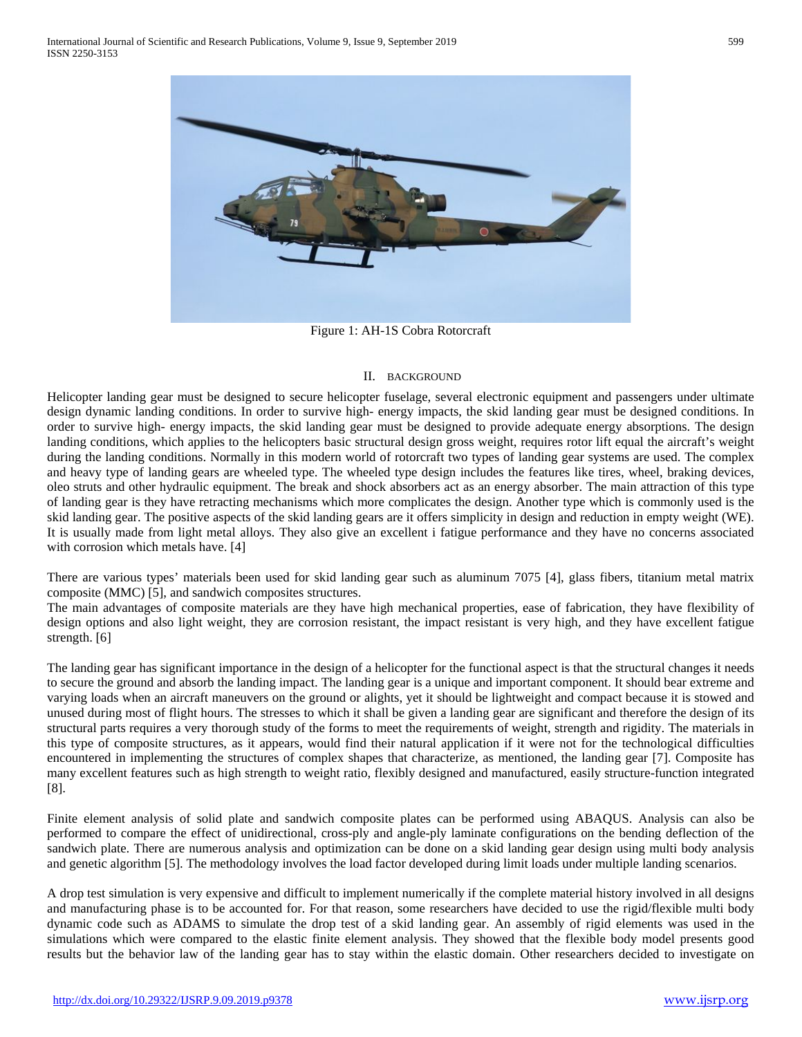Figure 1: AH-1S Cobra Rotorcraft

## II. BACKGROUND

Helicopter landing gear must be designed to secure helicopter fuselage, several electronic equipment and passengers under ultimate design dynamic landing conditions. In order to survive high- energy impacts, the skid landing gear must be designed conditions. In order to survive high- energy impacts, the skid landing gear must be designed to provide adequate energy absorptions. The design landing conditions, which applies to the helicopters basic structural design gross weight, requires rotor lift equal the aircraft's weight during the landing conditions. Normally in this modern world of rotorcraft two types of landing gear systems are used. The complex and heavy type of landing gears are wheeled type. The wheeled type design includes the features like tires, wheel, braking devices, oleo struts and other hydraulic equipment. The break and shock absorbers act as an energy absorber. The main attraction of this type of landing gear is they have retracting mechanisms which more complicates the design. Another type which is commonly used is the skid landing gear. The positive aspects of the skid landing gears are it offers simplicity in design and reduction in empty weight (WE). It is usually made from light metal alloys. They also give an excellent i fatigue performance and they have no concerns associated with corrosion which metals have. [4]

There are various types' materials been used for skid landing gear such as aluminum 7075 [4], glass fibers, titanium metal matrix composite (MMC) [5], and sandwich composites structures.
The main advantages of composite materials are they have high mechanical properties, ease of fabrication, they have flexibility of design options and also light weight, they are corrosion resistant, the impact resistant is very high, and they have excellent fatigue strength. [6]

The landing gear has significant importance in the design of a helicopter for the functional aspect is that the structural changes it needs to secure the ground and absorb the landing impact. The landing gear is a unique and important component. It should bear extreme and varying loads when an aircraft maneuvers on the ground or alights, yet it should be lightweight and compact because it is stowed and unused during most of flight hours. The stresses to which it shall be given a landing gear are significant and therefore the design of its structural parts requires a very thorough study of the forms to meet the requirements of weight, strength and rigidity. The materials in this type of composite structures, as it appears, would find their natural application if it were not for the technological difficulties encountered in implementing the structures of complex shapes that characterize, as mentioned, the landing gear [7]. Composite has many excellent features such as high strength to weight ratio, flexibly designed and manufactured, easily structure-function integrated [8].

Finite element analysis of solid plate and sandwich composite plates can be performed using ABAQUS. Analysis can also be performed to compare the effect of unidirectional, cross-ply and angle-ply laminate configurations on the bending deflection of the sandwich plate. There are numerous analysis and optimization can be done on a skid landing gear design using multi body analysis and genetic algorithm [5]. The methodology involves the load factor developed during limit loads under multiple landing scenarios.

A drop test simulation is very expensive and difficult to implement numerically if the complete material history involved in all designs and manufacturing phase is to be accounted for. For that reason, some researchers have decided to use the rigid/flexible multi body dynamic code such as ADAMS to simulate the drop test of a skid landing gear. An assembly of rigid elements was used in the simulations which were compared to the elastic finite element analysis. They showed that the flexible body model presents good results but the behavior law of the landing gear has to stay within the elastic domain. Other researchers decided to investigate on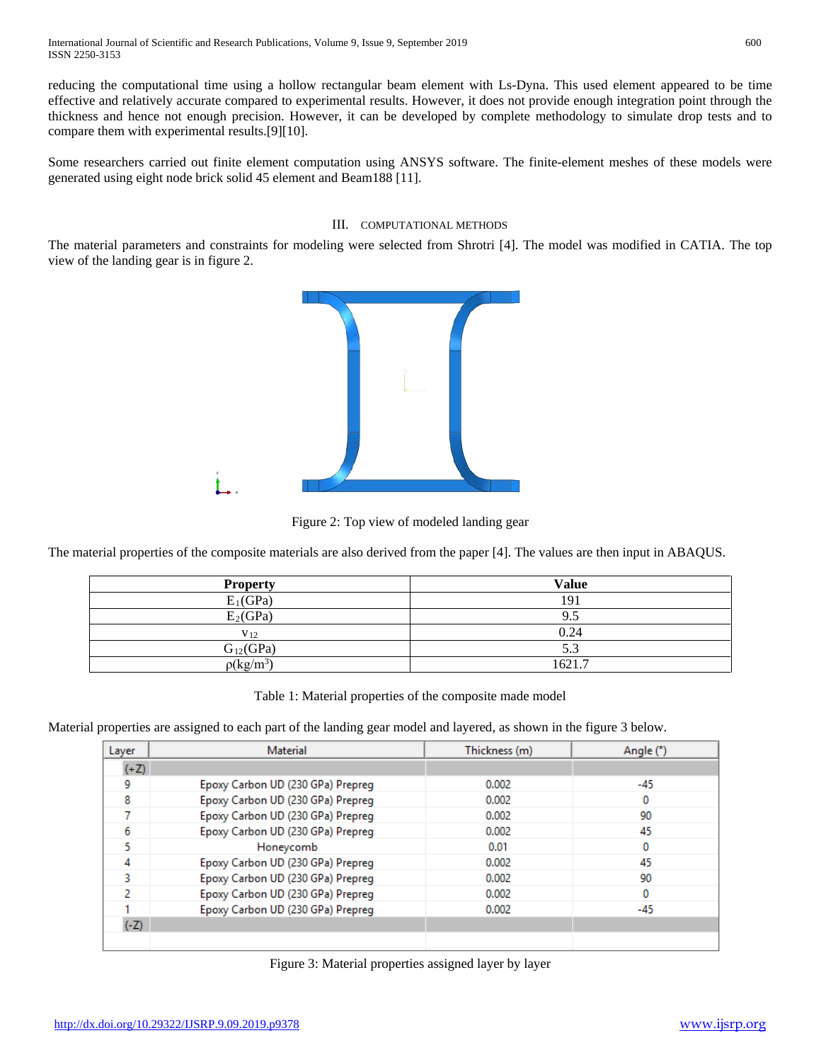reducing the computational time using a hollow rectangular beam element with Ls-Dyna. This used element appeared to be time effective and relatively accurate compared to experimental results. However, it does not provide enough integration point through the thickness and hence not enough precision. However, it can be developed by complete methodology to simulate drop tests and to compare them with experimental results.[9][10].

Some researchers carried out finite element computation using ANSYS software. The finite-element meshes of these models were generated using eight node brick solid 45 element and Beam188 [11].

## III. COMPUTATIONAL METHODS

The material parameters and constraints for modeling were selected from Shrotri [4]. The model was modified in CATIA. The top view of the landing gear is in figure 2.

Figure 2: Top view of modeled landing gear

The material properties of the composite materials are also derived from the paper [4]. The values are then input in ABAQUS.

| **Property** | **Value** |
| --- | --- |
| $E_1$(GPa) | 191 |
| $E_2$(GPa) | 9.5 |
| $\nu_{12}$ | 0.24 |
| $G_{12}$(GPa) | 5.3 |
| $\rho$(kg/m$^3$) | 1621.7 |

Table 1: Material properties of the composite made model

Material properties are assigned to each part of the landing gear model and layered, as shown in the figure 3 below.

| Layer | Material | Thickness (m) | Angle (°) |
| --- | --- | --- | --- |
| (+Z) | | | |
| 9 | Epoxy Carbon UD (230 GPa) Prepreg | 0.002 | -45 |
| 8 | Epoxy Carbon UD (230 GPa) Prepreg | 0.002 | 0 |
| 7 | Epoxy Carbon UD (230 GPa) Prepreg | 0.002 | 90 |
| 6 | Epoxy Carbon UD (230 GPa) Prepreg | 0.002 | 45 |
| 5 | Honeycomb | 0.01 | 0 |
| 4 | Epoxy Carbon UD (230 GPa) Prepreg | 0.002 | 45 |
| 3 | Epoxy Carbon UD (230 GPa) Prepreg | 0.002 | 90 |
| 2 | Epoxy Carbon UD (230 GPa) Prepreg | 0.002 | 0 |
| 1 | Epoxy Carbon UD (230 GPa) Prepreg | 0.002 | -45 |
| (-Z) | | | |

Figure 3: Material properties assigned layer by layer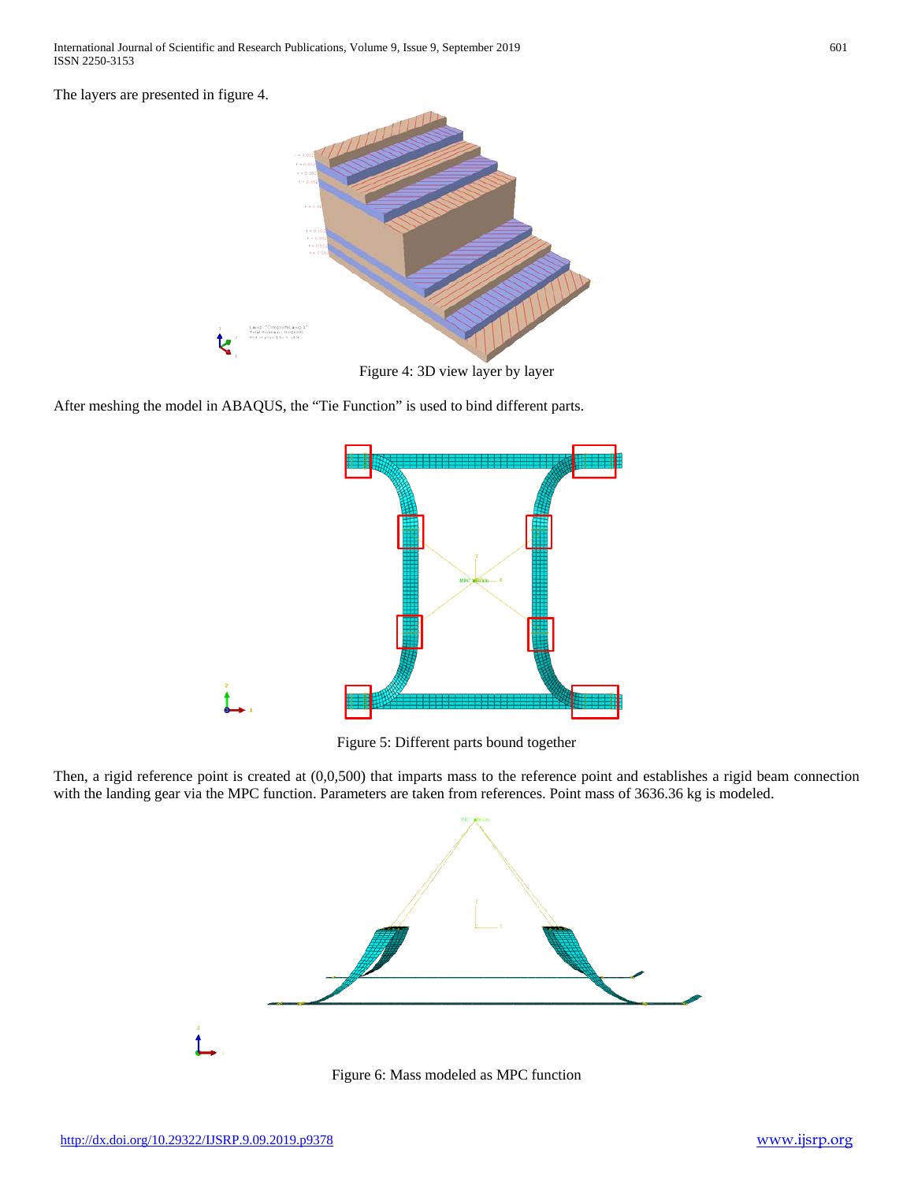The layers are presented in figure 4.

Figure 4: 3D view layer by layer

After meshing the model in ABAQUS, the “Tie Function” is used to bind different parts.

Figure 5: Different parts bound together

Then, a rigid reference point is created at (0,0,500) that imparts mass to the reference point and establishes a rigid beam connection with the landing gear via the MPC function. Parameters are taken from references. Point mass of 3636.36 kg is modeled.

Figure 6: Mass modeled as MPC function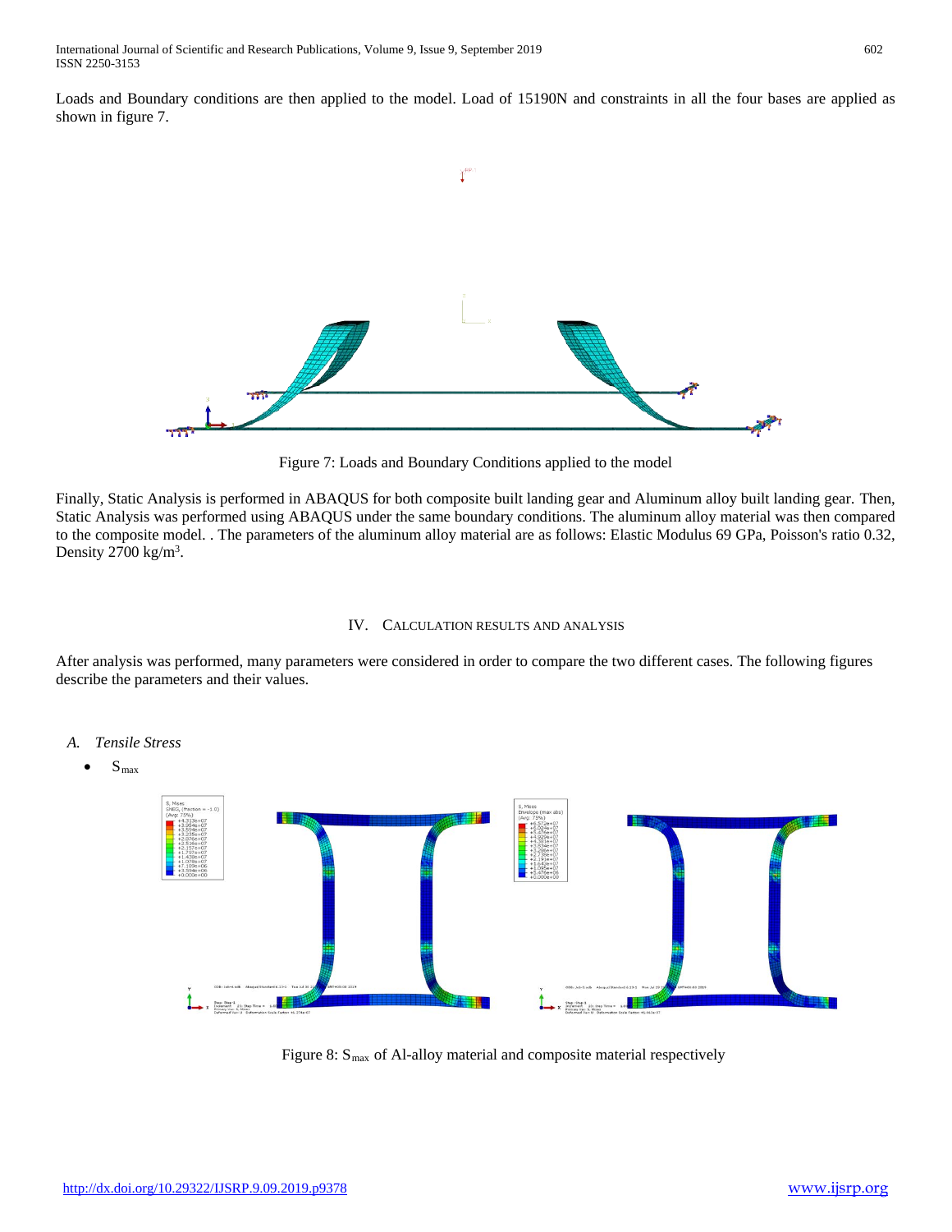Loads and Boundary conditions are then applied to the model. Load of 15190N and constraints in all the four bases are applied as shown in figure 7.

Figure 7: Loads and Boundary Conditions applied to the model

Finally, Static Analysis is performed in ABAQUS for both composite built landing gear and Aluminum alloy built landing gear. Then, Static Analysis was performed using ABAQUS under the same boundary conditions. The aluminum alloy material was then compared to the composite model. . The parameters of the aluminum alloy material are as follows: Elastic Modulus 69 GPa, Poisson's ratio 0.32, Density 2700 kg/m$^3$.

## IV. Calculation Results and Analysis

After analysis was performed, many parameters were considered in order to compare the two different cases. The following figures describe the parameters and their values.

### A. *Tensile Stress*

- $S_{max}$

Figure 8: $S_{max}$ of Al-alloy material and composite material respectively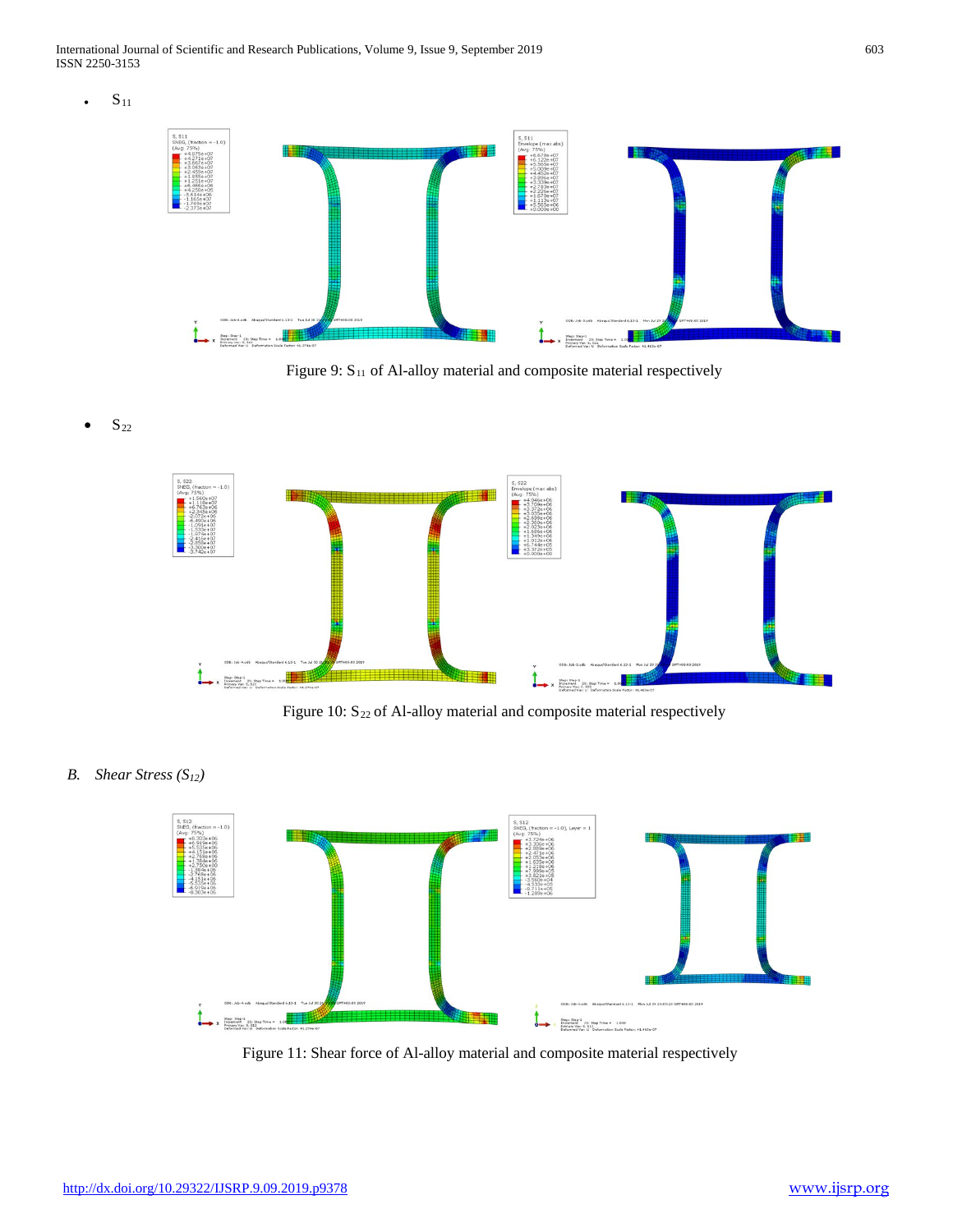- $S_{11}$

Figure 9: $S_{11}$ of Al-alloy material and composite material respectively

- $S_{22}$

Figure 10: $S_{22}$ of Al-alloy material and composite material respectively

## *B. Shear Stress ($S_{12}$)*

Figure 11: Shear force of Al-alloy material and composite material respectively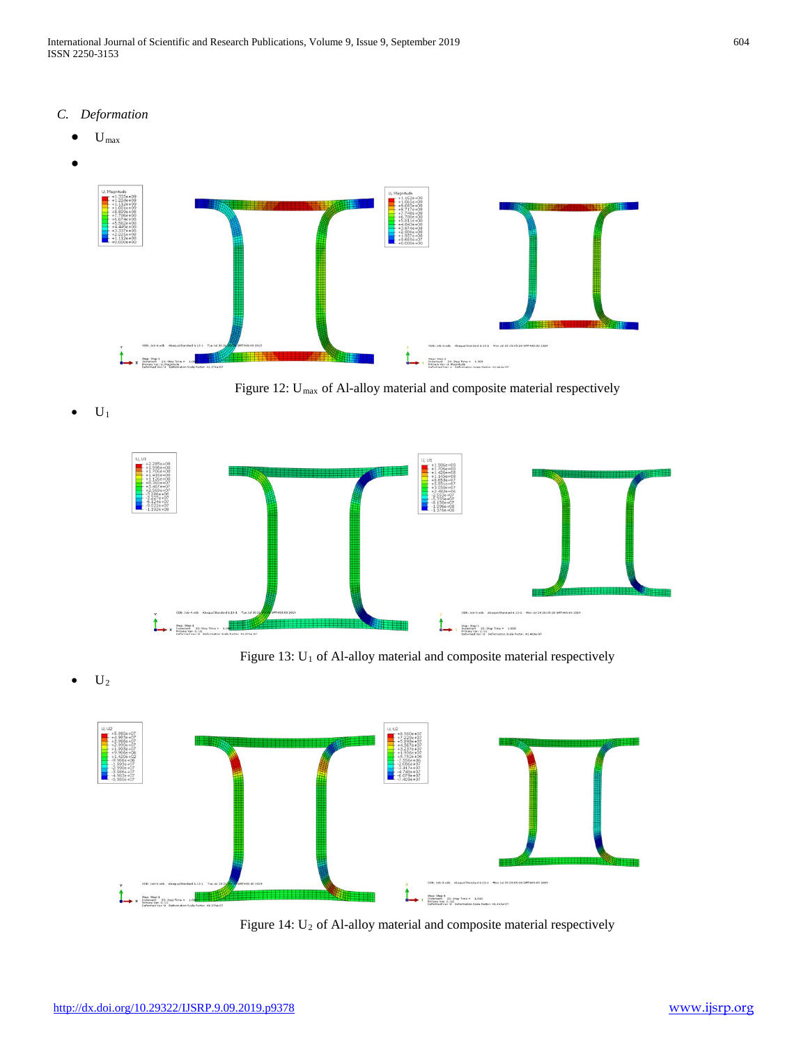## C. Deformation

- $U_{max}$
-

Figure 12: $U_{max}$ of Al-alloy material and composite material respectively

- $U_1$

Figure 13: $U_1$ of Al-alloy material and composite material respectively

- $U_2$

Figure 14: $U_2$ of Al-alloy material and composite material respectively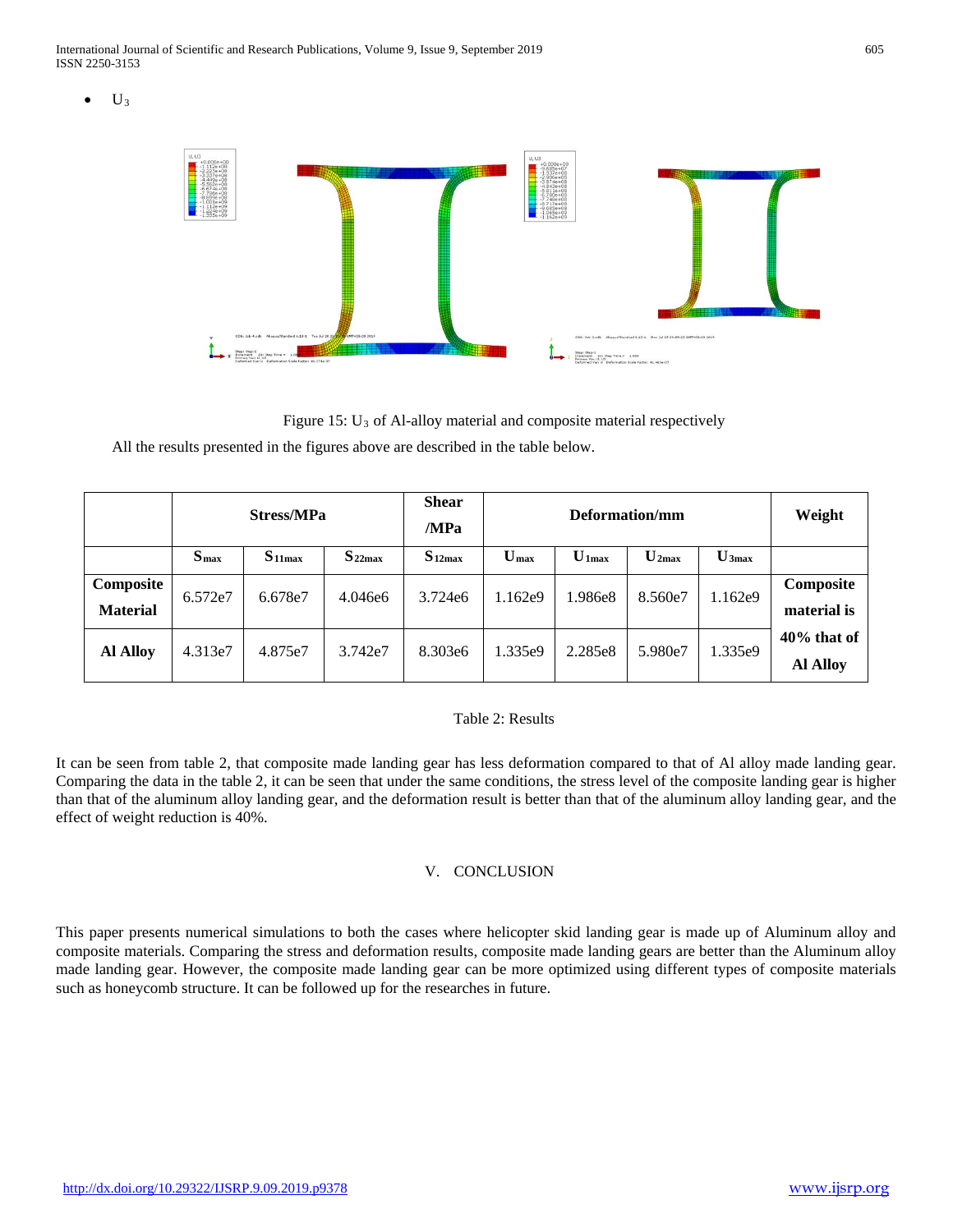- $U_3$

Figure 15: $U_3$ of Al-alloy material and composite material respectively

All the results presented in the figures above are described in the table below.

| | Stress/MPa | | | Shear /MPa | Deformation/mm | | | | Weight |
|---|---|---|---|---|---|---|---|---|---|
| | $S_{max}$ | $S_{11max}$ | $S_{22max}$ | $S_{12max}$ | $U_{max}$ | $U_{1max}$ | $U_{2max}$ | $U_{3max}$ | |
| **Composite Material** | 6.572e7 | 6.678e7 | 4.046e6 | 3.724e6 | 1.162e9 | 1.986e8 | 8.560e7 | 1.162e9 | **Composite material is 40% that of Al Alloy** |
| **Al Alloy** | 4.313e7 | 4.875e7 | 3.742e7 | 8.303e6 | 1.335e9 | 2.285e8 | 5.980e7 | 1.335e9 | |

Table 2: Results

It can be seen from table 2, that composite made landing gear has less deformation compared to that of Al alloy made landing gear. Comparing the data in the table 2, it can be seen that under the same conditions, the stress level of the composite landing gear is higher than that of the aluminum alloy landing gear, and the deformation result is better than that of the aluminum alloy landing gear, and the effect of weight reduction is 40%.

## V. CONCLUSION

This paper presents numerical simulations to both the cases where helicopter skid landing gear is made up of Aluminum alloy and composite materials. Comparing the stress and deformation results, composite made landing gears are better than the Aluminum alloy made landing gear. However, the composite made landing gear can be more optimized using different types of composite materials such as honeycomb structure. It can be followed up for the researches in future.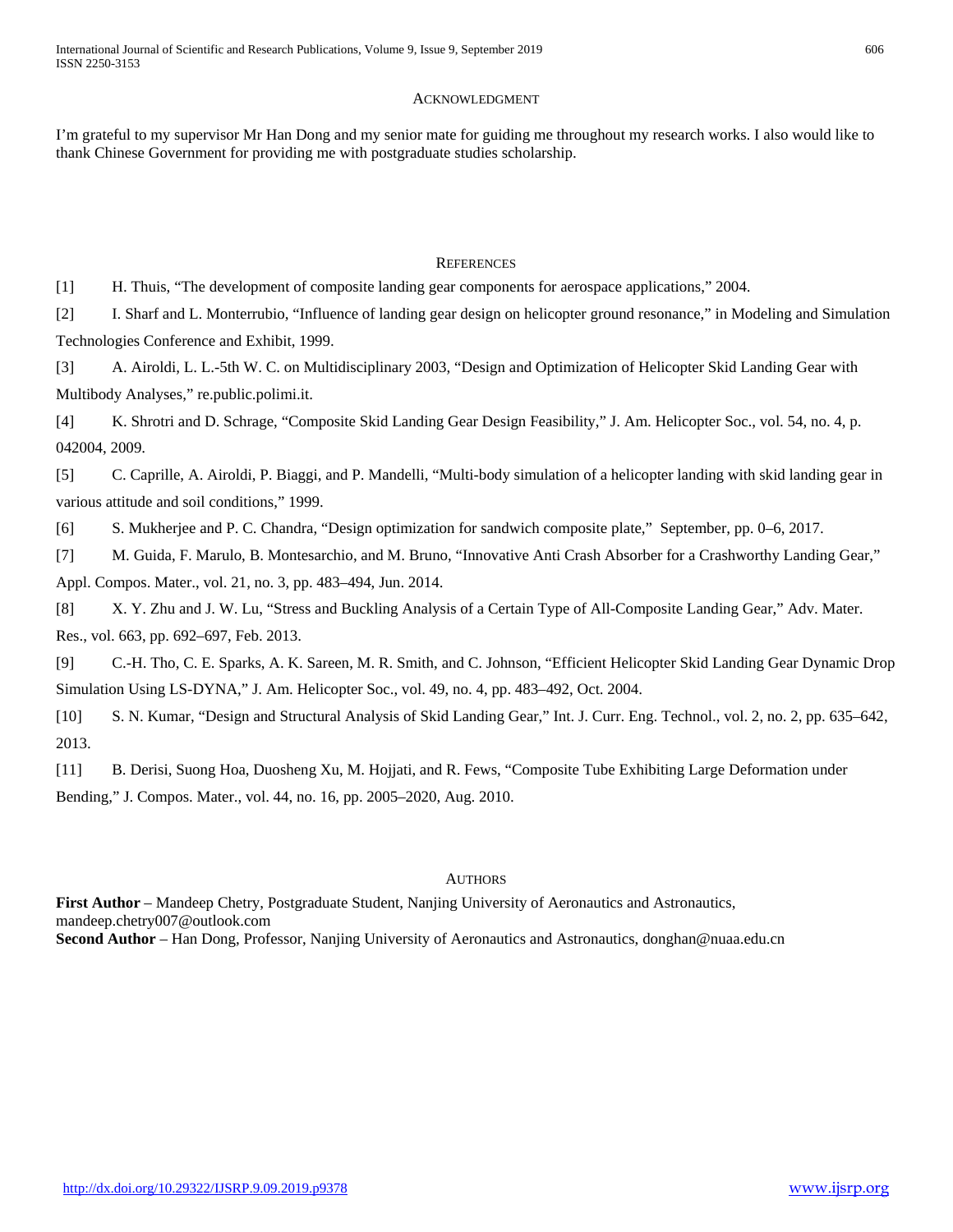## Acknowledgment

I'm grateful to my supervisor Mr Han Dong and my senior mate for guiding me throughout my research works. I also would like to thank Chinese Government for providing me with postgraduate studies scholarship.

## References

[1] H. Thuis, "The development of composite landing gear components for aerospace applications," 2004.

[2] I. Sharf and L. Monterrubio, "Influence of landing gear design on helicopter ground resonance," in Modeling and Simulation Technologies Conference and Exhibit, 1999.

[3] A. Airoldi, L. L.-5th W. C. on Multidisciplinary 2003, "Design and Optimization of Helicopter Skid Landing Gear with Multibody Analyses," re.public.polimi.it.

[4] K. Shrotri and D. Schrage, "Composite Skid Landing Gear Design Feasibility," J. Am. Helicopter Soc., vol. 54, no. 4, p. 042004, 2009.

[5] C. Caprille, A. Airoldi, P. Biaggi, and P. Mandelli, "Multi-body simulation of a helicopter landing with skid landing gear in various attitude and soil conditions," 1999.

[6] S. Mukherjee and P. C. Chandra, "Design optimization for sandwich composite plate," September, pp. 0–6, 2017.

[7] M. Guida, F. Marulo, B. Montesarchio, and M. Bruno, "Innovative Anti Crash Absorber for a Crashworthy Landing Gear," Appl. Compos. Mater., vol. 21, no. 3, pp. 483–494, Jun. 2014.

[8] X. Y. Zhu and J. W. Lu, "Stress and Buckling Analysis of a Certain Type of All-Composite Landing Gear," Adv. Mater. Res., vol. 663, pp. 692–697, Feb. 2013.

[9] C.-H. Tho, C. E. Sparks, A. K. Sareen, M. R. Smith, and C. Johnson, "Efficient Helicopter Skid Landing Gear Dynamic Drop Simulation Using LS-DYNA," J. Am. Helicopter Soc., vol. 49, no. 4, pp. 483–492, Oct. 2004.

[10] S. N. Kumar, "Design and Structural Analysis of Skid Landing Gear," Int. J. Curr. Eng. Technol., vol. 2, no. 2, pp. 635–642, 2013.

[11] B. Derisi, Suong Hoa, Duosheng Xu, M. Hojjati, and R. Fews, "Composite Tube Exhibiting Large Deformation under Bending," J. Compos. Mater., vol. 44, no. 16, pp. 2005–2020, Aug. 2010.

## Authors

**First Author** – Mandeep Chetry, Postgraduate Student, Nanjing University of Aeronautics and Astronautics, mandeep.chetry007@outlook.com

**Second Author** – Han Dong, Professor, Nanjing University of Aeronautics and Astronautics, donghan@nuaa.edu.cn